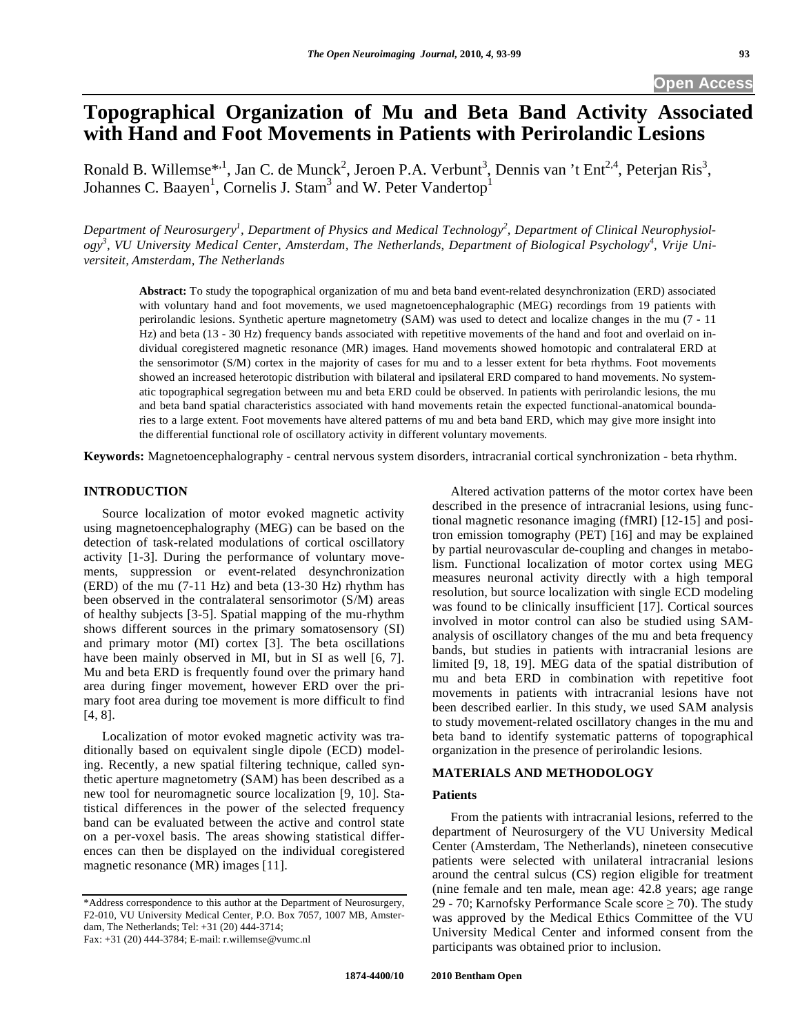# Topographical Organization of Mu and Beta Band Activity Associated with Hand and Foot Movements in Patients with Perirolandic Lesions

Ronald B. Willemse*[,1], Jan C. de Munck[2], Jeroen P.A. Verbunt[3], Dennis van 't Ent[2,4], Peterjan Ris[3], Johannes C. Baayen[1], Cornelis J. Stam[3] and W. Peter Vandertop[1]

*Department of Neurosurgery[1], Department of Physics and Medical Technology[2], Department of Clinical Neurophysiology[3], VU University Medical Center, Amsterdam, The Netherlands, Department of Biological Psychology[4], Vrije Universiteit, Amsterdam, The Netherlands*

**Abstract:** To study the topographical organization of mu and beta band event-related desynchronization (ERD) associated with voluntary hand and foot movements, we used magnetoencephalographic (MEG) recordings from 19 patients with perirolandic lesions. Synthetic aperture magnetometry (SAM) was used to detect and localize changes in the mu (7 - 11 Hz) and beta (13 - 30 Hz) frequency bands associated with repetitive movements of the hand and foot and overlaid on individual coregistered magnetic resonance (MR) images. Hand movements showed homotopic and contralateral ERD at the sensorimotor (S/M) cortex in the majority of cases for mu and to a lesser extent for beta rhythms. Foot movements showed an increased heterotopic distribution with bilateral and ipsilateral ERD compared to hand movements. No systematic topographical segregation between mu and beta ERD could be observed. In patients with perirolandic lesions, the mu and beta band spatial characteristics associated with hand movements retain the expected functional-anatomical boundaries to a large extent. Foot movements have altered patterns of mu and beta band ERD, which may give more insight into the differential functional role of oscillatory activity in different voluntary movements.

**Keywords:** Magnetoencephalography - central nervous system disorders, intracranial cortical synchronization - beta rhythm.

## INTRODUCTION

Source localization of motor evoked magnetic activity using magnetoencephalography (MEG) can be based on the detection of task-related modulations of cortical oscillatory activity [1-3]. During the performance of voluntary movements, suppression or event-related desynchronization (ERD) of the mu (7-11 Hz) and beta (13-30 Hz) rhythm has been observed in the contralateral sensorimotor (S/M) areas of healthy subjects [3-5]. Spatial mapping of the mu-rhythm shows different sources in the primary somatosensory (SI) and primary motor (MI) cortex [3]. The beta oscillations have been mainly observed in MI, but in SI as well [6, 7]. Mu and beta ERD is frequently found over the primary hand area during finger movement, however ERD over the primary foot area during toe movement is more difficult to find [4, 8].

Localization of motor evoked magnetic activity was traditionally based on equivalent single dipole (ECD) modeling. Recently, a new spatial filtering technique, called synthetic aperture magnetometry (SAM) has been described as a new tool for neuromagnetic source localization [9, 10]. Statistical differences in the power of the selected frequency band can be evaluated between the active and control state on a per-voxel basis. The areas showing statistical differences can then be displayed on the individual coregistered magnetic resonance (MR) images [11].

Altered activation patterns of the motor cortex have been described in the presence of intracranial lesions, using functional magnetic resonance imaging (fMRI) [12-15] and positron emission tomography (PET) [16] and may be explained by partial neurovascular de-coupling and changes in metabolism. Functional localization of motor cortex using MEG measures neuronal activity directly with a high temporal resolution, but source localization with single ECD modeling was found to be clinically insufficient [17]. Cortical sources involved in motor control can also be studied using SAM-analysis of oscillatory changes of the mu and beta frequency bands, but studies in patients with intracranial lesions are limited [9, 18, 19]. MEG data of the spatial distribution of mu and beta ERD in combination with repetitive foot movements in patients with intracranial lesions have not been described earlier. In this study, we used SAM analysis to study movement-related oscillatory changes in the mu and beta band to identify systematic patterns of topographical organization in the presence of perirolandic lesions.

## MATERIALS AND METHODOLOGY

### Patients

From the patients with intracranial lesions, referred to the department of Neurosurgery of the VU University Medical Center (Amsterdam, The Netherlands), nineteen consecutive patients were selected with unilateral intracranial lesions around the central sulcus (CS) region eligible for treatment (nine female and ten male, mean age: 42.8 years; age range 29 - 70; Karnofsky Performance Scale score $\geq 70$). The study was approved by the Medical Ethics Committee of the VU University Medical Center and informed consent from the participants was obtained prior to inclusion.

*Address correspondence to this author at the Department of Neurosurgery, F2-010, VU University Medical Center, P.O. Box 7057, 1007 MB, Amsterdam, The Netherlands; Tel: +31 (20) 444-3714; Fax: +31 (20) 444-3784; E-mail: r.willemse@vumc.nl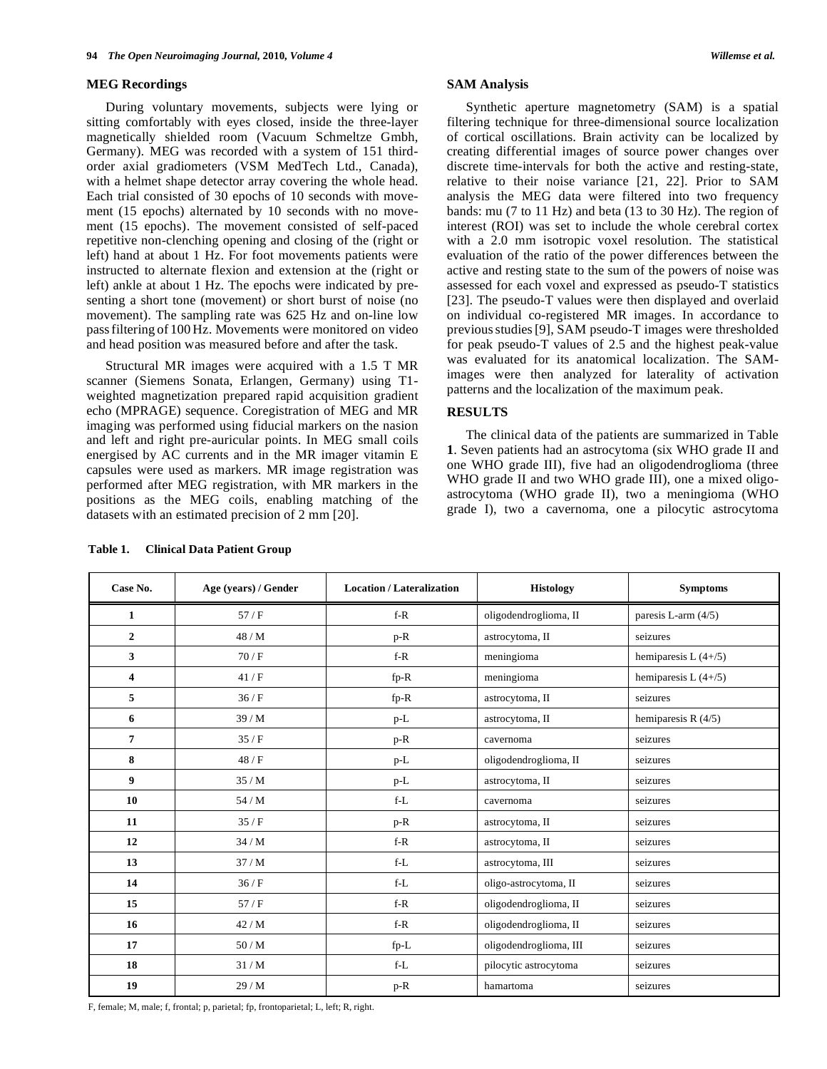## MEG Recordings

During voluntary movements, subjects were lying or sitting comfortably with eyes closed, inside the three-layer magnetically shielded room (Vacuum Schmeltze Gmbh, Germany). MEG was recorded with a system of 151 third-order axial gradiometers (VSM MedTech Ltd., Canada), with a helmet shape detector array covering the whole head. Each trial consisted of 30 epochs of 10 seconds with movement (15 epochs) alternated by 10 seconds with no movement (15 epochs). The movement consisted of self-paced repetitive non-clenching opening and closing of the (right or left) hand at about 1 Hz. For foot movements patients were instructed to alternate flexion and extension at the (right or left) ankle at about 1 Hz. The epochs were indicated by presenting a short tone (movement) or short burst of noise (no movement). The sampling rate was 625 Hz and on-line low pass filtering of 100 Hz. Movements were monitored on video and head position was measured before and after the task.

Structural MR images were acquired with a 1.5 T MR scanner (Siemens Sonata, Erlangen, Germany) using T1-weighted magnetization prepared rapid acquisition gradient echo (MPRAGE) sequence. Coregistration of MEG and MR imaging was performed using fiducial markers on the nasion and left and right pre-auricular points. In MEG small coils energised by AC currents and in the MR imager vitamin E capsules were used as markers. MR image registration was performed after MEG registration, with MR markers in the positions as the MEG coils, enabling matching of the datasets with an estimated precision of 2 mm [20].

## SAM Analysis

Synthetic aperture magnetometry (SAM) is a spatial filtering technique for three-dimensional source localization of cortical oscillations. Brain activity can be localized by creating differential images of source power changes over discrete time-intervals for both the active and resting-state, relative to their noise variance [21, 22]. Prior to SAM analysis the MEG data were filtered into two frequency bands: mu (7 to 11 Hz) and beta (13 to 30 Hz). The region of interest (ROI) was set to include the whole cerebral cortex with a 2.0 mm isotropic voxel resolution. The statistical evaluation of the ratio of the power differences between the active and resting state to the sum of the powers of noise was assessed for each voxel and expressed as pseudo-T statistics [23]. The pseudo-T values were then displayed and overlaid on individual co-registered MR images. In accordance to previous studies [9], SAM pseudo-T images were thresholded for peak pseudo-T values of 2.5 and the highest peak-value was evaluated for its anatomical localization. The SAM-images were then analyzed for laterality of activation patterns and the localization of the maximum peak.

## RESULTS

The clinical data of the patients are summarized in Table **1**. Seven patients had an astrocytoma (six WHO grade II and one WHO grade III), five had an oligodendroglioma (three WHO grade II and two WHO grade III), one a mixed oligo-astrocytoma (WHO grade II), two a meningioma (WHO grade I), two a cavernoma, one a pilocytic astrocytoma

**Table 1. Clinical Data Patient Group**

| Case No. | Age (years) / Gender | Location / Lateralization | Histology | Symptoms |
|---|---|---|---|---|
| **1** | 57 / F | f-R | oligodendroglioma, II | paresis L-arm (4/5) |
| **2** | 48 / M | p-R | astrocytoma, II | seizures |
| **3** | 70 / F | f-R | meningioma | hemiparesis L (4+/5) |
| **4** | 41 / F | fp-R | meningioma | hemiparesis L (4+/5) |
| **5** | 36 / F | fp-R | astrocytoma, II | seizures |
| **6** | 39 / M | p-L | astrocytoma, II | hemiparesis R (4/5) |
| **7** | 35 / F | p-R | cavernoma | seizures |
| **8** | 48 / F | p-L | oligodendroglioma, II | seizures |
| **9** | 35 / M | p-L | astrocytoma, II | seizures |
| **10** | 54 / M | f-L | cavernoma | seizures |
| **11** | 35 / F | p-R | astrocytoma, II | seizures |
| **12** | 34 / M | f-R | astrocytoma, II | seizures |
| **13** | 37 / M | f-L | astrocytoma, III | seizures |
| **14** | 36 / F | f-L | oligo-astrocytoma, II | seizures |
| **15** | 57 / F | f-R | oligodendroglioma, II | seizures |
| **16** | 42 / M | f-R | oligodendroglioma, II | seizures |
| **17** | 50 / M | fp-L | oligodendroglioma, III | seizures |
| **18** | 31 / M | f-L | pilocytic astrocytoma | seizures |
| **19** | 29 / M | p-R | hamartoma | seizures |

F, female; M, male; f, frontal; p, parietal; fp, frontoparietal; L, left; R, right.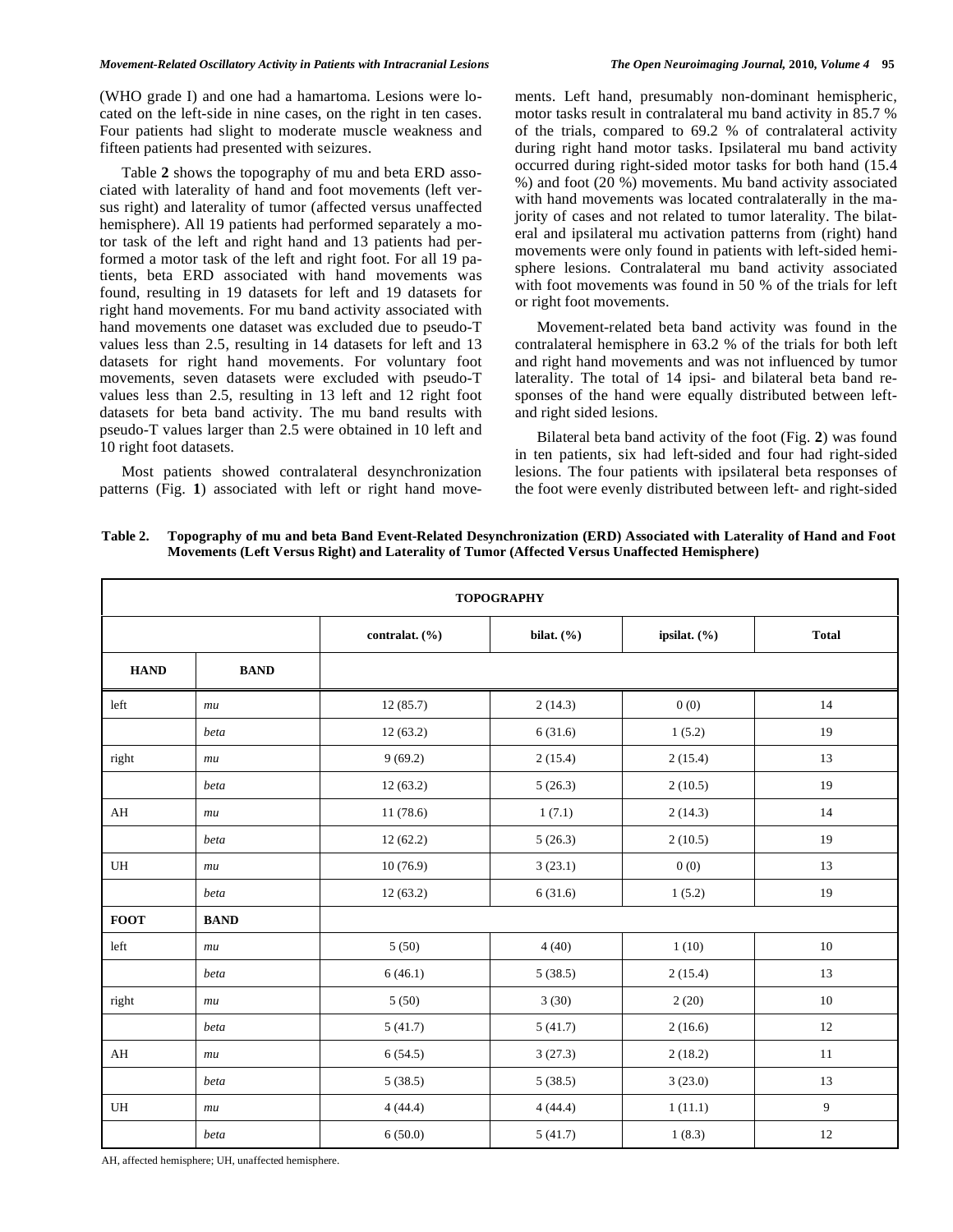(WHO grade I) and one had a hamartoma. Lesions were located on the left-side in nine cases, on the right in ten cases. Four patients had slight to moderate muscle weakness and fifteen patients had presented with seizures.

Table **2** shows the topography of mu and beta ERD associated with laterality of hand and foot movements (left versus right) and laterality of tumor (affected versus unaffected hemisphere). All 19 patients had performed separately a motor task of the left and right hand and 13 patients had performed a motor task of the left and right foot. For all 19 patients, beta ERD associated with hand movements was found, resulting in 19 datasets for left and 19 datasets for right hand movements. For mu band activity associated with hand movements one dataset was excluded due to pseudo-T values less than 2.5, resulting in 14 datasets for left and 13 datasets for right hand movements. For voluntary foot movements, seven datasets were excluded with pseudo-T values less than 2.5, resulting in 13 left and 12 right foot datasets for beta band activity. The mu band results with pseudo-T values larger than 2.5 were obtained in 10 left and 10 right foot datasets.

Most patients showed contralateral desynchronization patterns (Fig. **1**) associated with left or right hand movements. Left hand, presumably non-dominant hemispheric, motor tasks result in contralateral mu band activity in 85.7 % of the trials, compared to 69.2 % of contralateral activity during right hand motor tasks. Ipsilateral mu band activity occurred during right-sided motor tasks for both hand (15.4 %) and foot (20 %) movements. Mu band activity associated with hand movements was located contralaterally in the majority of cases and not related to tumor laterality. The bilateral and ipsilateral mu activation patterns from (right) hand movements were only found in patients with left-sided hemisphere lesions. Contralateral mu band activity associated with foot movements was found in 50 % of the trials for left or right foot movements.

Movement-related beta band activity was found in the contralateral hemisphere in 63.2 % of the trials for both left and right hand movements and was not influenced by tumor laterality. The total of 14 ipsi- and bilateral beta band responses of the hand were equally distributed between left- and right sided lesions.

Bilateral beta band activity of the foot (Fig. **2**) was found in ten patients, six had left-sided and four had right-sided lesions. The four patients with ipsilateral beta responses of the foot were evenly distributed between left- and right-sided

**Table 2. Topography of mu and beta Band Event-Related Desynchronization (ERD) Associated with Laterality of Hand and Foot Movements (Left Versus Right) and Laterality of Tumor (Affected Versus Unaffected Hemisphere)**

| TOPOGRAPHY | | | | | |
|---|---|---|---|---|---|
| | | contralat. (%) | bilat. (%) | ipsilat. (%) | Total |
| **HAND** | **BAND** | | | | |
| left | *mu* | 12 (85.7) | 2 (14.3) | 0 (0) | 14 |
| | *beta* | 12 (63.2) | 6 (31.6) | 1 (5.2) | 19 |
| right | *mu* | 9 (69.2) | 2 (15.4) | 2 (15.4) | 13 |
| | *beta* | 12 (63.2) | 5 (26.3) | 2 (10.5) | 19 |
| AH | *mu* | 11 (78.6) | 1 (7.1) | 2 (14.3) | 14 |
| | *beta* | 12 (62.2) | 5 (26.3) | 2 (10.5) | 19 |
| UH | *mu* | 10 (76.9) | 3 (23.1) | 0 (0) | 13 |
| | *beta* | 12 (63.2) | 6 (31.6) | 1 (5.2) | 19 |
| **FOOT** | **BAND** | | | | |
| left | *mu* | 5 (50) | 4 (40) | 1 (10) | 10 |
| | *beta* | 6 (46.1) | 5 (38.5) | 2 (15.4) | 13 |
| right | *mu* | 5 (50) | 3 (30) | 2 (20) | 10 |
| | *beta* | 5 (41.7) | 5 (41.7) | 2 (16.6) | 12 |
| AH | *mu* | 6 (54.5) | 3 (27.3) | 2 (18.2) | 11 |
| | *beta* | 5 (38.5) | 5 (38.5) | 3 (23.0) | 13 |
| UH | *mu* | 4 (44.4) | 4 (44.4) | 1 (11.1) | 9 |
| | *beta* | 6 (50.0) | 5 (41.7) | 1 (8.3) | 12 |

AH, affected hemisphere; UH, unaffected hemisphere.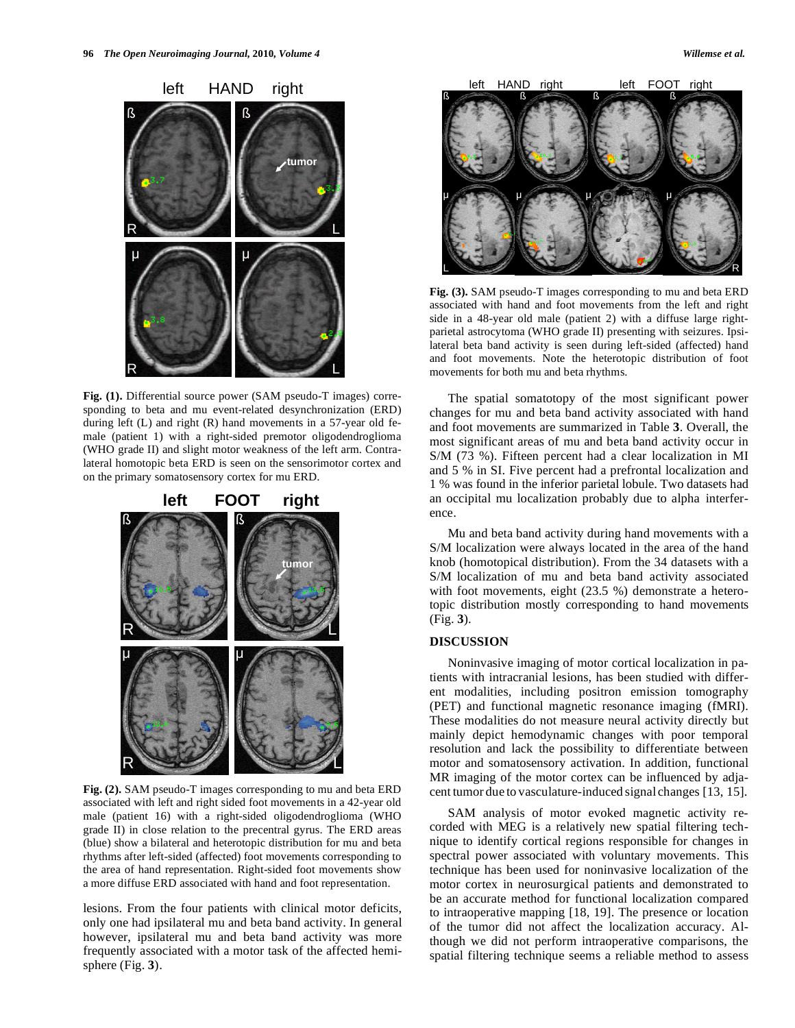Fig. (1). Differential source power (SAM pseudo-T images) corresponding to beta and mu event-related desynchronization (ERD) during left (L) and right (R) hand movements in a 57-year old female (patient 1) with a right-sided premotor oligodendroglioma (WHO grade II) and slight motor weakness of the left arm. Contralateral homotopic beta ERD is seen on the sensorimotor cortex and on the primary somatosensory cortex for mu ERD.

Fig. (2). SAM pseudo-T images corresponding to mu and beta ERD associated with left and right sided foot movements in a 42-year old male (patient 16) with a right-sided oligodendroglioma (WHO grade II) in close relation to the precentral gyrus. The ERD areas (blue) show a bilateral and heterotopic distribution for mu and beta rhythms after left-sided (affected) foot movements corresponding to the area of hand representation. Right-sided foot movements show a more diffuse ERD associated with hand and foot representation.

lesions. From the four patients with clinical motor deficits, only one had ipsilateral mu and beta band activity. In general however, ipsilateral mu and beta band activity was more frequently associated with a motor task of the affected hemisphere (Fig. **3**).

Fig. (3). SAM pseudo-T images corresponding to mu and beta ERD associated with hand and foot movements from the left and right side in a 48-year old male (patient 2) with a diffuse large right-parietal astrocytoma (WHO grade II) presenting with seizures. Ipsilateral beta band activity is seen during left-sided (affected) hand and foot movements. Note the heterotopic distribution of foot movements for both mu and beta rhythms.

The spatial somatotopy of the most significant power changes for mu and beta band activity associated with hand and foot movements are summarized in Table **3**. Overall, the most significant areas of mu and beta band activity occur in S/M (73 %). Fifteen percent had a clear localization in MI and 5 % in SI. Five percent had a prefrontal localization and 1 % was found in the inferior parietal lobule. Two datasets had an occipital mu localization probably due to alpha interference.

Mu and beta band activity during hand movements with a S/M localization were always located in the area of the hand knob (homotopical distribution). From the 34 datasets with a S/M localization of mu and beta band activity associated with foot movements, eight (23.5 %) demonstrate a heterotopic distribution mostly corresponding to hand movements (Fig. **3**).

## DISCUSSION

Noninvasive imaging of motor cortical localization in patients with intracranial lesions, has been studied with different modalities, including positron emission tomography (PET) and functional magnetic resonance imaging (fMRI). These modalities do not measure neural activity directly but mainly depict hemodynamic changes with poor temporal resolution and lack the possibility to differentiate between motor and somatosensory activation. In addition, functional MR imaging of the motor cortex can be influenced by adjacent tumor due to vasculature-induced signal changes [13, 15].

SAM analysis of motor evoked magnetic activity recorded with MEG is a relatively new spatial filtering technique to identify cortical regions responsible for changes in spectral power associated with voluntary movements. This technique has been used for noninvasive localization of the motor cortex in neurosurgical patients and demonstrated to be an accurate method for functional localization compared to intraoperative mapping [18, 19]. The presence or location of the tumor did not affect the localization accuracy. Although we did not perform intraoperative comparisons, the spatial filtering technique seems a reliable method to assess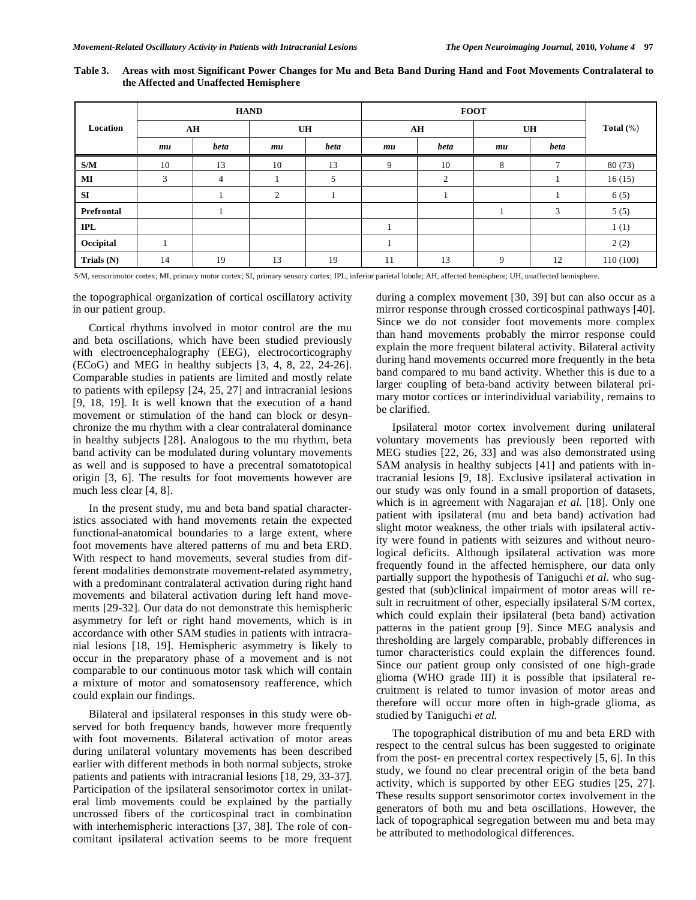**Table 3. Areas with most Significant Power Changes for Mu and Beta Band During Hand and Foot Movements Contralateral to the Affected and Unaffected Hemisphere**

| Location | HAND | | | | FOOT | | | | Total (%) |
|---|---|---|---|---|---|---|---|---|---|
| | AH | | UH | | AH | | UH | | |
| | *mu* | *beta* | *mu* | *beta* | *mu* | *beta* | *mu* | *beta* | |
| **S/M** | 10 | 13 | 10 | 13 | 9 | 10 | 8 | 7 | 80 (73) |
| **MI** | 3 | 4 | 1 | 5 | | 2 | | 1 | 16 (15) |
| **SI** | | 1 | 2 | 1 | | 1 | | 1 | 6 (5) |
| **Prefrontal** | | 1 | | | | | 1 | 3 | 5 (5) |
| **IPL** | | | | | 1 | | | | 1 (1) |
| **Occipital** | 1 | | | | 1 | | | | 2 (2) |
| **Trials (N)** | 14 | 19 | 13 | 19 | 11 | 13 | 9 | 12 | 110 (100) |

S/M, sensorimotor cortex; MI, primary motor cortex; SI, primary sensory cortex; IPL, inferior parietal lobule; AH, affected hemisphere; UH, unaffected hemisphere.

the topographical organization of cortical oscillatory activity in our patient group.

Cortical rhythms involved in motor control are the mu and beta oscillations, which have been studied previously with electroencephalography (EEG), electrocorticography (ECoG) and MEG in healthy subjects [3, 4, 8, 22, 24-26]. Comparable studies in patients are limited and mostly relate to patients with epilepsy [24, 25, 27] and intracranial lesions [9, 18, 19]. It is well known that the execution of a hand movement or stimulation of the hand can block or desynchronize the mu rhythm with a clear contralateral dominance in healthy subjects [28]. Analogous to the mu rhythm, beta band activity can be modulated during voluntary movements as well and is supposed to have a precentral somatotopical origin [3, 6]. The results for foot movements however are much less clear [4, 8].

In the present study, mu and beta band spatial characteristics associated with hand movements retain the expected functional-anatomical boundaries to a large extent, where foot movements have altered patterns of mu and beta ERD. With respect to hand movements, several studies from different modalities demonstrate movement-related asymmetry, with a predominant contralateral activation during right hand movements and bilateral activation during left hand movements [29-32]. Our data do not demonstrate this hemispheric asymmetry for left or right hand movements, which is in accordance with other SAM studies in patients with intracranial lesions [18, 19]. Hemispheric asymmetry is likely to occur in the preparatory phase of a movement and is not comparable to our continuous motor task which will contain a mixture of motor and somatosensory reafference, which could explain our findings.

Bilateral and ipsilateral responses in this study were observed for both frequency bands, however more frequently with foot movements. Bilateral activation of motor areas during unilateral voluntary movements has been described earlier with different methods in both normal subjects, stroke patients and patients with intracranial lesions [18, 29, 33-37]. Participation of the ipsilateral sensorimotor cortex in unilateral limb movements could be explained by the partially uncrossed fibers of the corticospinal tract in combination with interhemispheric interactions [37, 38]. The role of concomitant ipsilateral activation seems to be more frequent during a complex movement [30, 39] but can also occur as a mirror response through crossed corticospinal pathways [40]. Since we do not consider foot movements more complex than hand movements probably the mirror response could explain the more frequent bilateral activity. Bilateral activity during hand movements occurred more frequently in the beta band compared to mu band activity. Whether this is due to a larger coupling of beta-band activity between bilateral primary motor cortices or interindividual variability, remains to be clarified.

Ipsilateral motor cortex involvement during unilateral voluntary movements has previously been reported with MEG studies [22, 26, 33] and was also demonstrated using SAM analysis in healthy subjects [41] and patients with intracranial lesions [9, 18]. Exclusive ipsilateral activation in our study was only found in a small proportion of datasets, which is in agreement with Nagarajan *et al.* [18]. Only one patient with ipsilateral (mu and beta band) activation had slight motor weakness, the other trials with ipsilateral activity were found in patients with seizures and without neurological deficits. Although ipsilateral activation was more frequently found in the affected hemisphere, our data only partially support the hypothesis of Taniguchi *et al.* who suggested that (sub)clinical impairment of motor areas will result in recruitment of other, especially ipsilateral S/M cortex, which could explain their ipsilateral (beta band) activation patterns in the patient group [9]. Since MEG analysis and thresholding are largely comparable, probably differences in tumor characteristics could explain the differences found. Since our patient group only consisted of one high-grade glioma (WHO grade III) it is possible that ipsilateral recruitment is related to tumor invasion of motor areas and therefore will occur more often in high-grade glioma, as studied by Taniguchi *et al.*

The topographical distribution of mu and beta ERD with respect to the central sulcus has been suggested to originate from the post- en precentral cortex respectively [5, 6]. In this study, we found no clear precentral origin of the beta band activity, which is supported by other EEG studies [25, 27]. These results support sensorimotor cortex involvement in the generators of both mu and beta oscillations. However, the lack of topographical segregation between mu and beta may be attributed to methodological differences.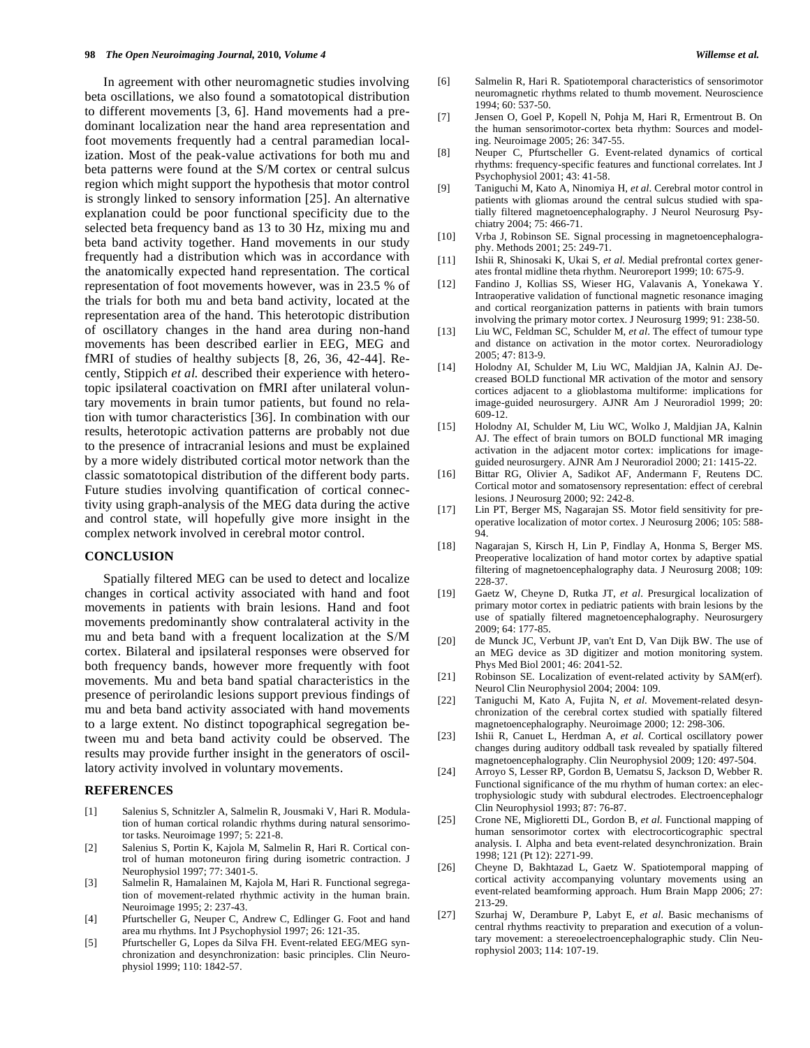In agreement with other neuromagnetic studies involving beta oscillations, we also found a somatotopical distribution to different movements [3, 6]. Hand movements had a predominant localization near the hand area representation and foot movements frequently had a central paramedian localization. Most of the peak-value activations for both mu and beta patterns were found at the S/M cortex or central sulcus region which might support the hypothesis that motor control is strongly linked to sensory information [25]. An alternative explanation could be poor functional specificity due to the selected beta frequency band as 13 to 30 Hz, mixing mu and beta band activity together. Hand movements in our study frequently had a distribution which was in accordance with the anatomically expected hand representation. The cortical representation of foot movements however, was in 23.5 % of the trials for both mu and beta band activity, located at the representation area of the hand. This heterotopic distribution of oscillatory changes in the hand area during non-hand movements has been described earlier in EEG, MEG and fMRI of studies of healthy subjects [8, 26, 36, 42-44]. Recently, Stippich *et al.* described their experience with heterotopic ipsilateral coactivation on fMRI after unilateral voluntary movements in brain tumor patients, but found no relation with tumor characteristics [36]. In combination with our results, heterotopic activation patterns are probably not due to the presence of intracranial lesions and must be explained by a more widely distributed cortical motor network than the classic somatotopical distribution of the different body parts. Future studies involving quantification of cortical connectivity using graph-analysis of the MEG data during the active and control state, will hopefully give more insight in the complex network involved in cerebral motor control.

## CONCLUSION

Spatially filtered MEG can be used to detect and localize changes in cortical activity associated with hand and foot movements in patients with brain lesions. Hand and foot movements predominantly show contralateral activity in the mu and beta band with a frequent localization at the S/M cortex. Bilateral and ipsilateral responses were observed for both frequency bands, however more frequently with foot movements. Mu and beta band spatial characteristics in the presence of perirolandic lesions support previous findings of mu and beta band activity associated with hand movements to a large extent. No distinct topographical segregation between mu and beta band activity could be observed. The results may provide further insight in the generators of oscillatory activity involved in voluntary movements.

## REFERENCES

[1] Salenius S, Schnitzler A, Salmelin R, Jousmaki V, Hari R. Modulation of human cortical rolandic rhythms during natural sensorimotor tasks. Neuroimage 1997; 5: 221-8.

[2] Salenius S, Portin K, Kajola M, Salmelin R, Hari R. Cortical control of human motoneuron firing during isometric contraction. J Neurophysiol 1997; 77: 3401-5.

[3] Salmelin R, Hamalainen M, Kajola M, Hari R. Functional segregation of movement-related rhythmic activity in the human brain. Neuroimage 1995; 2: 237-43.

[4] Pfurtscheller G, Neuper C, Andrew C, Edlinger G. Foot and hand area mu rhythms. Int J Psychophysiol 1997; 26: 121-35.

[5] Pfurtscheller G, Lopes da Silva FH. Event-related EEG/MEG synchronization and desynchronization: basic principles. Clin Neurophysiol 1999; 110: 1842-57.

[6] Salmelin R, Hari R. Spatiotemporal characteristics of sensorimotor neuromagnetic rhythms related to thumb movement. Neuroscience 1994; 60: 537-50.

[7] Jensen O, Goel P, Kopell N, Pohja M, Hari R, Ermentrout B. On the human sensorimotor-cortex beta rhythm: Sources and modeling. Neuroimage 2005; 26: 347-55.

[8] Neuper C, Pfurtscheller G. Event-related dynamics of cortical rhythms: frequency-specific features and functional correlates. Int J Psychophysiol 2001; 43: 41-58.

[9] Taniguchi M, Kato A, Ninomiya H, *et al*. Cerebral motor control in patients with gliomas around the central sulcus studied with spatially filtered magnetoencephalography. J Neurol Neurosurg Psychiatry 2004; 75: 466-71.

[10] Vrba J, Robinson SE. Signal processing in magnetoencephalography. Methods 2001; 25: 249-71.

[11] Ishii R, Shinosaki K, Ukai S, *et al*. Medial prefrontal cortex generates frontal midline theta rhythm. Neuroreport 1999; 10: 675-9.

[12] Fandino J, Kollias SS, Wieser HG, Valavanis A, Yonekawa Y. Intraoperative validation of functional magnetic resonance imaging and cortical reorganization patterns in patients with brain tumors involving the primary motor cortex. J Neurosurg 1999; 91: 238-50.

[13] Liu WC, Feldman SC, Schulder M, *et al*. The effect of tumour type and distance on activation in the motor cortex. Neuroradiology 2005; 47: 813-9.

[14] Holodny AI, Schulder M, Liu WC, Maldjian JA, Kalnin AJ. Decreased BOLD functional MR activation of the motor and sensory cortices adjacent to a glioblastoma multiforme: implications for image-guided neurosurgery. AJNR Am J Neuroradiol 1999; 20: 609-12.

[15] Holodny AI, Schulder M, Liu WC, Wolko J, Maldjian JA, Kalnin AJ. The effect of brain tumors on BOLD functional MR imaging activation in the adjacent motor cortex: implications for image-guided neurosurgery. AJNR Am J Neuroradiol 2000; 21: 1415-22.

[16] Bittar RG, Olivier A, Sadikot AF, Andermann F, Reutens DC. Cortical motor and somatosensory representation: effect of cerebral lesions. J Neurosurg 2000; 92: 242-8.

[17] Lin PT, Berger MS, Nagarajan SS. Motor field sensitivity for preoperative localization of motor cortex. J Neurosurg 2006; 105: 588-94.

[18] Nagarajan S, Kirsch H, Lin P, Findlay A, Honma S, Berger MS. Preoperative localization of hand motor cortex by adaptive spatial filtering of magnetoencephalography data. J Neurosurg 2008; 109: 228-37.

[19] Gaetz W, Cheyne D, Rutka JT, *et al*. Presurgical localization of primary motor cortex in pediatric patients with brain lesions by the use of spatially filtered magnetoencephalography. Neurosurgery 2009; 64: 177-85.

[20] de Munck JC, Verbunt JP, van't Ent D, Van Dijk BW. The use of an MEG device as 3D digitizer and motion monitoring system. Phys Med Biol 2001; 46: 2041-52.

[21] Robinson SE. Localization of event-related activity by SAM(erf). Neurol Clin Neurophysiol 2004; 2004: 109.

[22] Taniguchi M, Kato A, Fujita N, *et al*. Movement-related desynchronization of the cerebral cortex studied with spatially filtered magnetoencephalography. Neuroimage 2000; 12: 298-306.

[23] Ishii R, Canuet L, Herdman A, *et al*. Cortical oscillatory power changes during auditory oddball task revealed by spatially filtered magnetoencephalography. Clin Neurophysiol 2009; 120: 497-504.

[24] Arroyo S, Lesser RP, Gordon B, Uematsu S, Jackson D, Webber R. Functional significance of the mu rhythm of human cortex: an electrophysiologic study with subdural electrodes. Electroencephalogr Clin Neurophysiol 1993; 87: 76-87.

[25] Crone NE, Miglioretti DL, Gordon B, *et al*. Functional mapping of human sensorimotor cortex with electrocorticographic spectral analysis. I. Alpha and beta event-related desynchronization. Brain 1998; 121 (Pt 12): 2271-99.

[26] Cheyne D, Bakhtazad L, Gaetz W. Spatiotemporal mapping of cortical activity accompanying voluntary movements using an event-related beamforming approach. Hum Brain Mapp 2006; 27: 213-29.

[27] Szurhaj W, Derambure P, Labyt E, *et al*. Basic mechanisms of central rhythms reactivity to preparation and execution of a voluntary movement: a stereoelectroencephalographic study. Clin Neurophysiol 2003; 114: 107-19.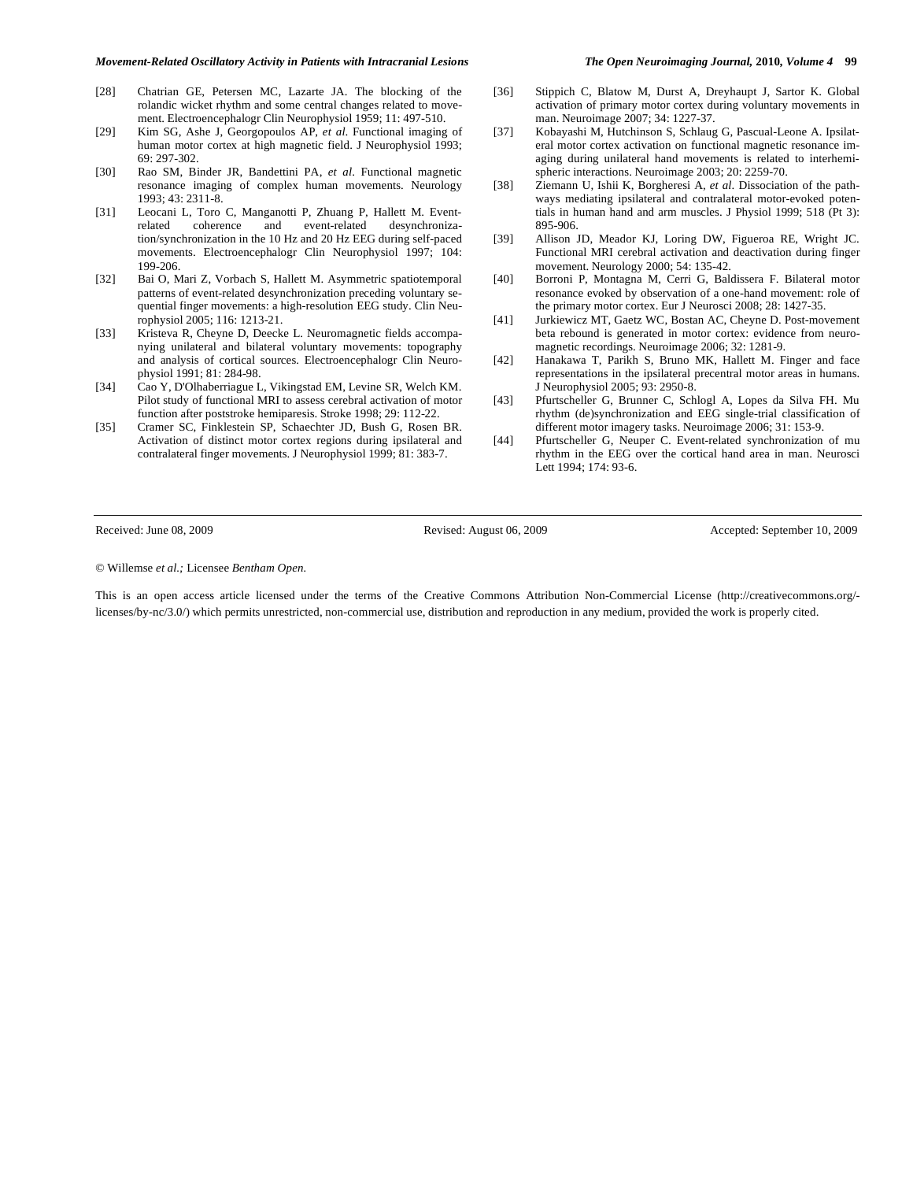[28] Chatrian GE, Petersen MC, Lazarte JA. The blocking of the rolandic wicket rhythm and some central changes related to movement. Electroencephalogr Clin Neurophysiol 1959; 11: 497-510.

[29] Kim SG, Ashe J, Georgopoulos AP, *et al.* Functional imaging of human motor cortex at high magnetic field. J Neurophysiol 1993; 69: 297-302.

[30] Rao SM, Binder JR, Bandettini PA, *et al*. Functional magnetic resonance imaging of complex human movements. Neurology 1993; 43: 2311-8.

[31] Leocani L, Toro C, Manganotti P, Zhuang P, Hallett M. Event-related coherence and event-related desynchronization/synchronization in the 10 Hz and 20 Hz EEG during self-paced movements. Electroencephalogr Clin Neurophysiol 1997; 104: 199-206.

[32] Bai O, Mari Z, Vorbach S, Hallett M. Asymmetric spatiotemporal patterns of event-related desynchronization preceding voluntary sequential finger movements: a high-resolution EEG study. Clin Neurophysiol 2005; 116: 1213-21.

[33] Kristeva R, Cheyne D, Deecke L. Neuromagnetic fields accompanying unilateral and bilateral voluntary movements: topography and analysis of cortical sources. Electroencephalogr Clin Neurophysiol 1991; 81: 284-98.

[34] Cao Y, D'Olhaberriague L, Vikingstad EM, Levine SR, Welch KM. Pilot study of functional MRI to assess cerebral activation of motor function after poststroke hemiparesis. Stroke 1998; 29: 112-22.

[35] Cramer SC, Finklestein SP, Schaechter JD, Bush G, Rosen BR. Activation of distinct motor cortex regions during ipsilateral and contralateral finger movements. J Neurophysiol 1999; 81: 383-7.

[36] Stippich C, Blatow M, Durst A, Dreyhaupt J, Sartor K. Global activation of primary motor cortex during voluntary movements in man. Neuroimage 2007; 34: 1227-37.

[37] Kobayashi M, Hutchinson S, Schlaug G, Pascual-Leone A. Ipsilateral motor cortex activation on functional magnetic resonance imaging during unilateral hand movements is related to interhemispheric interactions. Neuroimage 2003; 20: 2259-70.

[38] Ziemann U, Ishii K, Borgheresi A, *et al*. Dissociation of the pathways mediating ipsilateral and contralateral motor-evoked potentials in human hand and arm muscles. J Physiol 1999; 518 (Pt 3): 895-906.

[39] Allison JD, Meador KJ, Loring DW, Figueroa RE, Wright JC. Functional MRI cerebral activation and deactivation during finger movement. Neurology 2000; 54: 135-42.

[40] Borroni P, Montagna M, Cerri G, Baldissera F. Bilateral motor resonance evoked by observation of a one-hand movement: role of the primary motor cortex. Eur J Neurosci 2008; 28: 1427-35.

[41] Jurkiewicz MT, Gaetz WC, Bostan AC, Cheyne D. Post-movement beta rebound is generated in motor cortex: evidence from neuromagnetic recordings. Neuroimage 2006; 32: 1281-9.

[42] Hanakawa T, Parikh S, Bruno MK, Hallett M. Finger and face representations in the ipsilateral precentral motor areas in humans. J Neurophysiol 2005; 93: 2950-8.

[43] Pfurtscheller G, Brunner C, Schlogl A, Lopes da Silva FH. Mu rhythm (de)synchronization and EEG single-trial classification of different motor imagery tasks. Neuroimage 2006; 31: 153-9.

[44] Pfurtscheller G, Neuper C. Event-related synchronization of mu rhythm in the EEG over the cortical hand area in man. Neurosci Lett 1994; 174: 93-6.

Received: June 08, 2009 Revised: August 06, 2009 Accepted: September 10, 2009

© Willemse *et al.;* Licensee *Bentham Open.*

This is an open access article licensed under the terms of the Creative Commons Attribution Non-Commercial License (http://creativecommons.org/-licenses/by-nc/3.0/) which permits unrestricted, non-commercial use, distribution and reproduction in any medium, provided the work is properly cited.